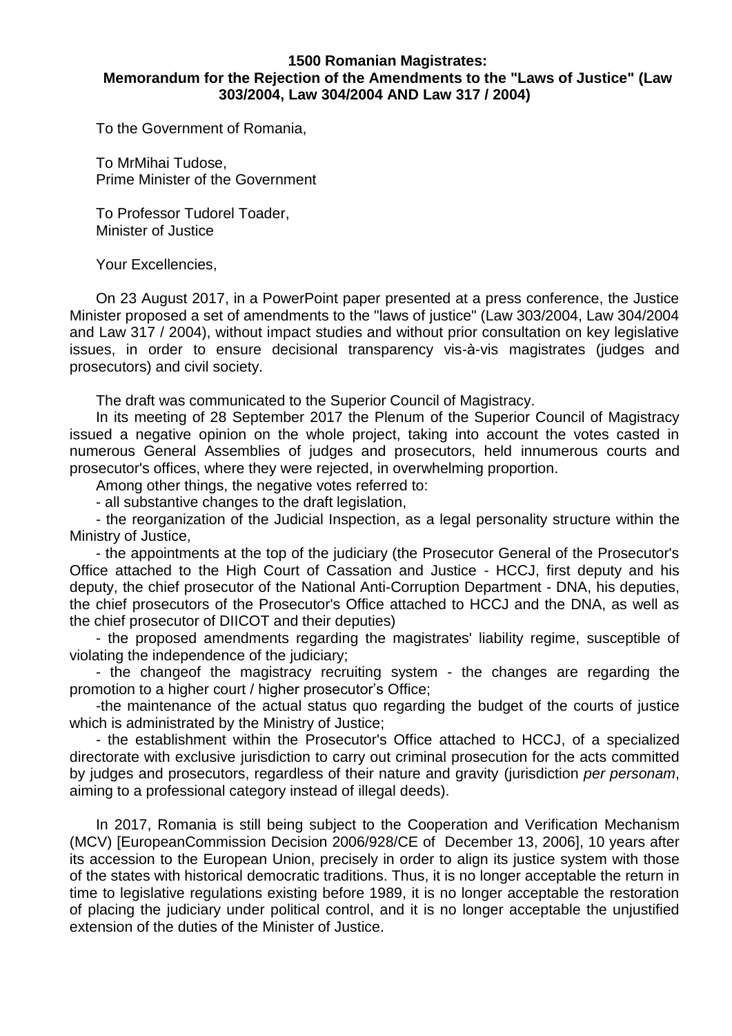**1500 Romanian Magistrates:**
**Memorandum for the Rejection of the Amendments to the "Laws of Justice" (Law 303/2004, Law 304/2004 AND Law 317 / 2004)**

To the Government of Romania,

To MrMihai Tudose,
Prime Minister of the Government

To Professor Tudorel Toader,
Minister of Justice

Your Excellencies,

On 23 August 2017, in a PowerPoint paper presented at a press conference, the Justice Minister proposed a set of amendments to the "laws of justice" (Law 303/2004, Law 304/2004 and Law 317 / 2004), without impact studies and without prior consultation on key legislative issues, in order to ensure decisional transparency vis-à-vis magistrates (judges and prosecutors) and civil society.

The draft was communicated to the Superior Council of Magistracy.

In its meeting of 28 September 2017 the Plenum of the Superior Council of Magistracy issued a negative opinion on the whole project, taking into account the votes casted in numerous General Assemblies of judges and prosecutors, held innumerous courts and prosecutor's offices, where they were rejected, in overwhelming proportion.

Among other things, the negative votes referred to:

- all substantive changes to the draft legislation,
- the reorganization of the Judicial Inspection, as a legal personality structure within the Ministry of Justice,
- the appointments at the top of the judiciary (the Prosecutor General of the Prosecutor's Office attached to the High Court of Cassation and Justice - HCCJ, first deputy and his deputy, the chief prosecutor of the National Anti-Corruption Department - DNA, his deputies, the chief prosecutors of the Prosecutor's Office attached to HCCJ and the DNA, as well as the chief prosecutor of DIICOT and their deputies)
- the proposed amendments regarding the magistrates' liability regime, susceptible of violating the independence of the judiciary;
- the changeof the magistracy recruiting system - the changes are regarding the promotion to a higher court / higher prosecutor's Office;
- the maintenance of the actual status quo regarding the budget of the courts of justice which is administrated by the Ministry of Justice;
- the establishment within the Prosecutor's Office attached to HCCJ, of a specialized directorate with exclusive jurisdiction to carry out criminal prosecution for the acts committed by judges and prosecutors, regardless of their nature and gravity (jurisdiction *per personam*, aiming to a professional category instead of illegal deeds).

In 2017, Romania is still being subject to the Cooperation and Verification Mechanism (MCV) [EuropeanCommission Decision 2006/928/CE of December 13, 2006], 10 years after its accession to the European Union, precisely in order to align its justice system with those of the states with historical democratic traditions. Thus, it is no longer acceptable the return in time to legislative regulations existing before 1989, it is no longer acceptable the restoration of placing the judiciary under political control, and it is no longer acceptable the unjustified extension of the duties of the Minister of Justice.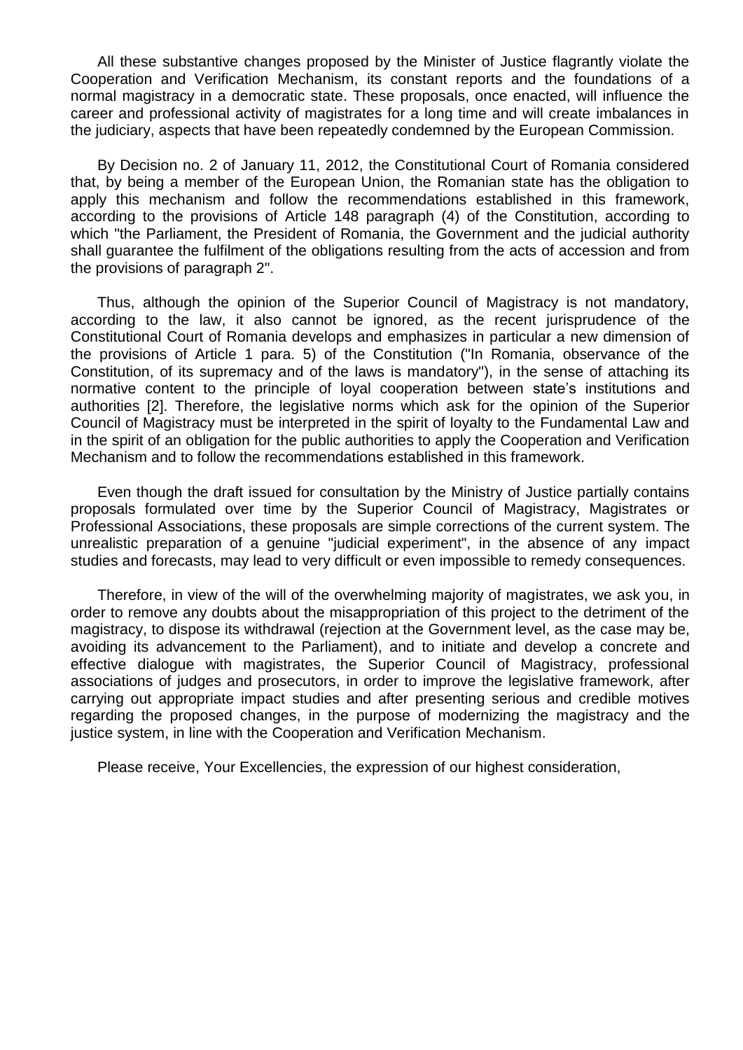All these substantive changes proposed by the Minister of Justice flagrantly violate the Cooperation and Verification Mechanism, its constant reports and the foundations of a normal magistracy in a democratic state. These proposals, once enacted, will influence the career and professional activity of magistrates for a long time and will create imbalances in the judiciary, aspects that have been repeatedly condemned by the European Commission.

By Decision no. 2 of January 11, 2012, the Constitutional Court of Romania considered that, by being a member of the European Union, the Romanian state has the obligation to apply this mechanism and follow the recommendations established in this framework, according to the provisions of Article 148 paragraph (4) of the Constitution, according to which "the Parliament, the President of Romania, the Government and the judicial authority shall guarantee the fulfilment of the obligations resulting from the acts of accession and from the provisions of paragraph 2".

Thus, although the opinion of the Superior Council of Magistracy is not mandatory, according to the law, it also cannot be ignored, as the recent jurisprudence of the Constitutional Court of Romania develops and emphasizes in particular a new dimension of the provisions of Article 1 para. 5) of the Constitution ("In Romania, observance of the Constitution, of its supremacy and of the laws is mandatory"), in the sense of attaching its normative content to the principle of loyal cooperation between state's institutions and authorities [2]. Therefore, the legislative norms which ask for the opinion of the Superior Council of Magistracy must be interpreted in the spirit of loyalty to the Fundamental Law and in the spirit of an obligation for the public authorities to apply the Cooperation and Verification Mechanism and to follow the recommendations established in this framework.

Even though the draft issued for consultation by the Ministry of Justice partially contains proposals formulated over time by the Superior Council of Magistracy, Magistrates or Professional Associations, these proposals are simple corrections of the current system. The unrealistic preparation of a genuine "judicial experiment", in the absence of any impact studies and forecasts, may lead to very difficult or even impossible to remedy consequences.

Therefore, in view of the will of the overwhelming majority of magistrates, we ask you, in order to remove any doubts about the misappropriation of this project to the detriment of the magistracy, to dispose its withdrawal (rejection at the Government level, as the case may be, avoiding its advancement to the Parliament), and to initiate and develop a concrete and effective dialogue with magistrates, the Superior Council of Magistracy, professional associations of judges and prosecutors, in order to improve the legislative framework, after carrying out appropriate impact studies and after presenting serious and credible motives regarding the proposed changes, in the purpose of modernizing the magistracy and the justice system, in line with the Cooperation and Verification Mechanism.

Please receive, Your Excellencies, the expression of our highest consideration,